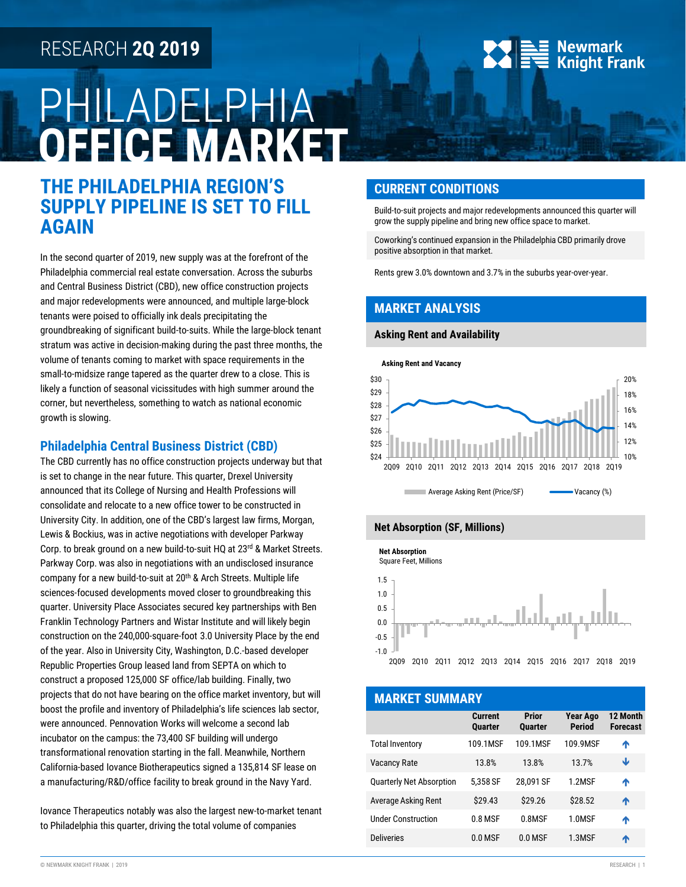RESEARCH **2Q 2019**

# PHILADELPHIA **OFFICE MARKET**

## THE PHILADELPHIA REGION'S SUPPLY PIPELINE IS SET TO FILL AGAIN

In the second quarter of 2019, new supply was at the forefront of the Philadelphia commercial real estate conversation. Across the suburbs and Central Business District (CBD), new office construction projects and major redevelopments were announced, and multiple large-block tenants were poised to officially ink deals precipitating the groundbreaking of significant build-to-suits. While the large-block tenant stratum was active in decision-making during the past three months, the volume of tenants coming to market with space requirements in the small-to-midsize range tapered as the quarter drew to a close. This is likely a function of seasonal vicissitudes with high summer around the corner, but nevertheless, something to watch as national economic growth is slowing.

### Philadelphia Central Business District (CBD)

The CBD currently has no office construction projects underway but that is set to change in the near future. This quarter, Drexel University announced that its College of Nursing and Health Professions will consolidate and relocate to a new office tower to be constructed in University City. In addition, one of the CBD's largest law firms, Morgan, Lewis & Bockius, was in active negotiations with developer Parkway Corp. to break ground on a new build-to-suit HQ at 23rd & Market Streets. Parkway Corp. was also in negotiations with an undisclosed insurance company for a new build-to-suit at 20th & Arch Streets. Multiple life sciences-focused developments moved closer to groundbreaking this quarter. University Place Associates secured key partnerships with Ben Franklin Technology Partners and Wistar Institute and will likely begin construction on the 240,000-square-foot 3.0 University Place by the end of the year. Also in University City, Washington, D.C.-based developer Republic Properties Group leased land from SEPTA on which to construct a proposed 125,000 SF office/lab building. Finally, two projects that do not have bearing on the office market inventory, but will boost the profile and inventory of Philadelphia's life sciences lab sector, were announced. Pennovation Works will welcome a second lab incubator on the campus: the 73,400 SF building will undergo transformational renovation starting in the fall. Meanwhile, Northern California-based Iovance Biotherapeutics signed a 135,814 SF lease on a manufacturing/R&D/office facility to break ground in the Navy Yard.

Iovance Therapeutics notably was also the largest new-to-market tenant to Philadelphia this quarter, driving the total volume of companies

## CURRENT CONDITIONS

Build-to-suit projects and major redevelopments announced this quarter will grow the supply pipeline and bring new office space to market.

Coworking's continued expansion in the Philadelphia CBD primarily drove positive absorption in that market.

Rents grew 3.0% downtown and 3.7% in the suburbs year-over-year.

## MARKET ANALYSIS

### Asking Rent and Availability

**Asking Rent and Vacancy**

Average Asking Rent (Price/SF) | Vacancy (%)

### Net Absorption (SF, Millions)

**Net Absorption**
Square Feet, Millions

## MARKET SUMMARY

| | Current Quarter | Prior Quarter | Year Ago Period | 12 Month Forecast |
|---|---|---|---|---|
| Total Inventory | 109.1MSF | 109.1MSF | 109.9MSF | ↑ |
| Vacancy Rate | 13.8% | 13.8% | 13.7% | ↓ |
| Quarterly Net Absorption | 5,358 SF | 28,091 SF | 1.2MSF | ↑ |
| Average Asking Rent | $29.43 | $29.26 | $28.52 | ↑ |
| Under Construction | 0.8 MSF | 0.8MSF | 1.0MSF | ↑ |
| Deliveries | 0.0 MSF | 0.0 MSF | 1.3MSF | ↑ |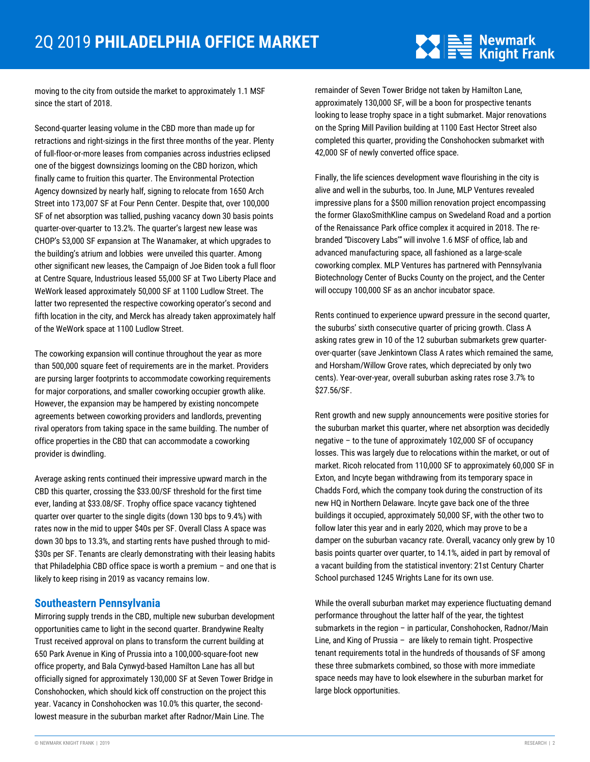moving to the city from outside the market to approximately 1.1 MSF since the start of 2018.

Second-quarter leasing volume in the CBD more than made up for retractions and right-sizings in the first three months of the year. Plenty of full-floor-or-more leases from companies across industries eclipsed one of the biggest downsizings looming on the CBD horizon, which finally came to fruition this quarter. The Environmental Protection Agency downsized by nearly half, signing to relocate from 1650 Arch Street into 173,007 SF at Four Penn Center. Despite that, over 100,000 SF of net absorption was tallied, pushing vacancy down 30 basis points quarter-over-quarter to 13.2%. The quarter's largest new lease was CHOP's 53,000 SF expansion at The Wanamaker, at which upgrades to the building's atrium and lobbies were unveiled this quarter. Among other significant new leases, the Campaign of Joe Biden took a full floor at Centre Square, Industrious leased 55,000 SF at Two Liberty Place and WeWork leased approximately 50,000 SF at 1100 Ludlow Street. The latter two represented the respective coworking operator's second and fifth location in the city, and Merck has already taken approximately half of the WeWork space at 1100 Ludlow Street.

The coworking expansion will continue throughout the year as more than 500,000 square feet of requirements are in the market. Providers are pursing larger footprints to accommodate coworking requirements for major corporations, and smaller coworking occupier growth alike. However, the expansion may be hampered by existing noncompete agreements between coworking providers and landlords, preventing rival operators from taking space in the same building. The number of office properties in the CBD that can accommodate a coworking provider is dwindling.

Average asking rents continued their impressive upward march in the CBD this quarter, crossing the $33.00/SF threshold for the first time ever, landing at $33.08/SF. Trophy office space vacancy tightened quarter over quarter to the single digits (down 130 bps to 9.4%) with rates now in the mid to upper $40s per SF. Overall Class A space was down 30 bps to 13.3%, and starting rents have pushed through to mid-$30s per SF. Tenants are clearly demonstrating with their leasing habits that Philadelphia CBD office space is worth a premium – and one that is likely to keep rising in 2019 as vacancy remains low.

## Southeastern Pennsylvania

Mirroring supply trends in the CBD, multiple new suburban development opportunities came to light in the second quarter. Brandywine Realty Trust received approval on plans to transform the current building at 650 Park Avenue in King of Prussia into a 100,000-square-foot new office property, and Bala Cynwyd-based Hamilton Lane has all but officially signed for approximately 130,000 SF at Seven Tower Bridge in Conshohocken, which should kick off construction on the project this year. Vacancy in Conshohocken was 10.0% this quarter, the second-lowest measure in the suburban market after Radnor/Main Line. The remainder of Seven Tower Bridge not taken by Hamilton Lane, approximately 130,000 SF, will be a boon for prospective tenants looking to lease trophy space in a tight submarket. Major renovations on the Spring Mill Pavilion building at 1100 East Hector Street also completed this quarter, providing the Conshohocken submarket with 42,000 SF of newly converted office space.

Finally, the life sciences development wave flourishing in the city is alive and well in the suburbs, too. In June, MLP Ventures revealed impressive plans for a $500 million renovation project encompassing the former GlaxoSmithKline campus on Swedeland Road and a portion of the Renaissance Park office complex it acquired in 2018. The re-branded "Discovery Labs'" will involve 1.6 MSF of office, lab and advanced manufacturing space, all fashioned as a large-scale coworking complex. MLP Ventures has partnered with Pennsylvania Biotechnology Center of Bucks County on the project, and the Center will occupy 100,000 SF as an anchor incubator space.

Rents continued to experience upward pressure in the second quarter, the suburbs' sixth consecutive quarter of pricing growth. Class A asking rates grew in 10 of the 12 suburban submarkets grew quarter-over-quarter (save Jenkintown Class A rates which remained the same, and Horsham/Willow Grove rates, which depreciated by only two cents). Year-over-year, overall suburban asking rates rose 3.7% to $27.56/SF.

Rent growth and new supply announcements were positive stories for the suburban market this quarter, where net absorption was decidedly negative – to the tune of approximately 102,000 SF of occupancy losses. This was largely due to relocations within the market, or out of market. Ricoh relocated from 110,000 SF to approximately 60,000 SF in Exton, and Incyte began withdrawing from its temporary space in Chadds Ford, which the company took during the construction of its new HQ in Northern Delaware. Incyte gave back one of the three buildings it occupied, approximately 50,000 SF, with the other two to follow later this year and in early 2020, which may prove to be a damper on the suburban vacancy rate. Overall, vacancy only grew by 10 basis points quarter over quarter, to 14.1%, aided in part by removal of a vacant building from the statistical inventory: 21st Century Charter School purchased 1245 Wrights Lane for its own use.

While the overall suburban market may experience fluctuating demand performance throughout the latter half of the year, the tightest submarkets in the region – in particular, Conshohocken, Radnor/Main Line, and King of Prussia – are likely to remain tight. Prospective tenant requirements total in the hundreds of thousands of SF among these three submarkets combined, so those with more immediate space needs may have to look elsewhere in the suburban market for large block opportunities.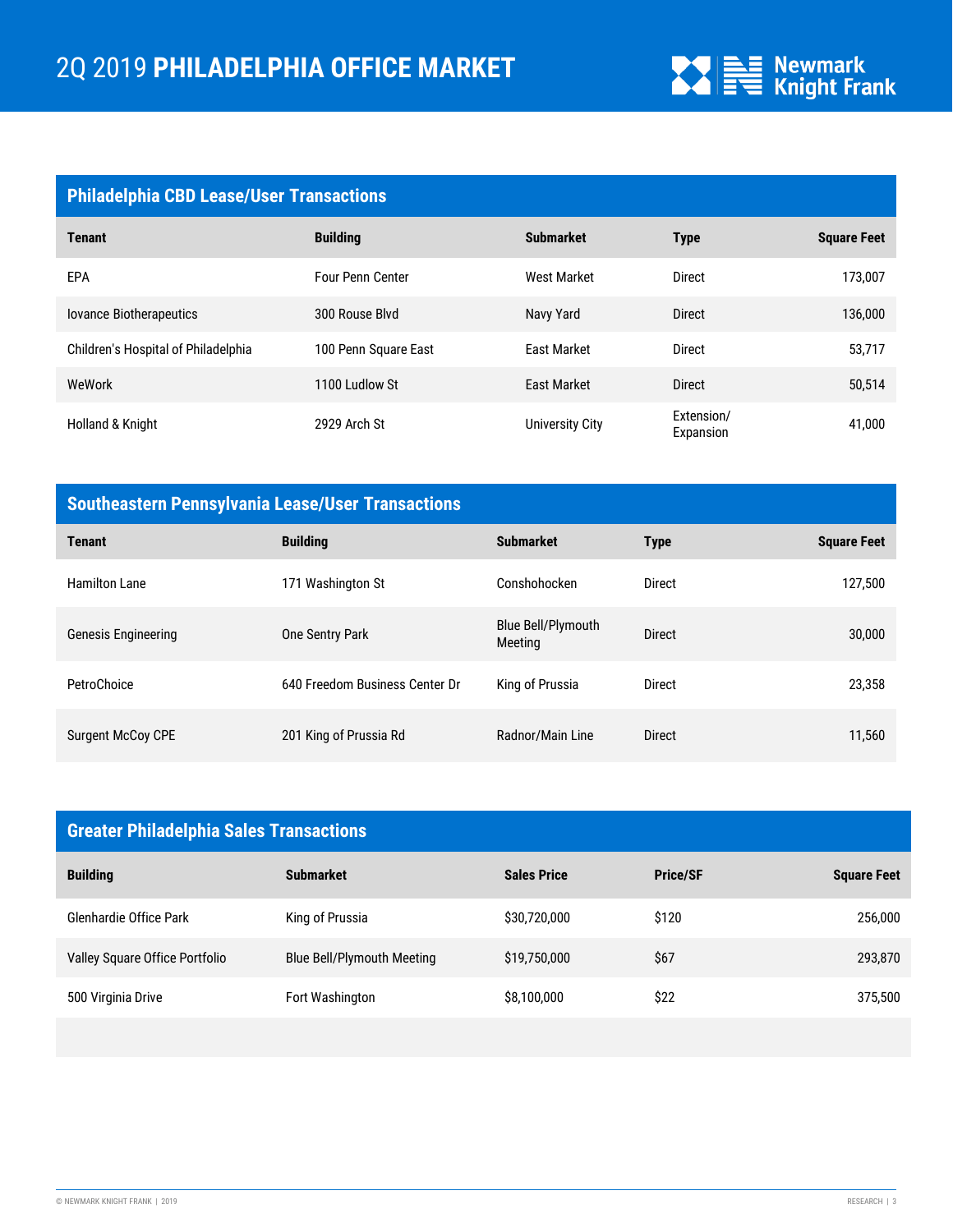# 2Q 2019 PHILADELPHIA OFFICE MARKET

## Philadelphia CBD Lease/User Transactions

| Tenant | Building | Submarket | Type | Square Feet |
|---|---|---|---|---|
| EPA | Four Penn Center | West Market | Direct | 173,007 |
| Iovance Biotherapeutics | 300 Rouse Blvd | Navy Yard | Direct | 136,000 |
| Children's Hospital of Philadelphia | 100 Penn Square East | East Market | Direct | 53,717 |
| WeWork | 1100 Ludlow St | East Market | Direct | 50,514 |
| Holland & Knight | 2929 Arch St | University City | Extension/ Expansion | 41,000 |

## Southeastern Pennsylvania Lease/User Transactions

| Tenant | Building | Submarket | Type | Square Feet |
|---|---|---|---|---|
| Hamilton Lane | 171 Washington St | Conshohocken | Direct | 127,500 |
| Genesis Engineering | One Sentry Park | Blue Bell/Plymouth Meeting | Direct | 30,000 |
| PetroChoice | 640 Freedom Business Center Dr | King of Prussia | Direct | 23,358 |
| Surgent McCoy CPE | 201 King of Prussia Rd | Radnor/Main Line | Direct | 11,560 |

## Greater Philadelphia Sales Transactions

| Building | Submarket | Sales Price | Price/SF | Square Feet |
|---|---|---|---|---|
| Glenhardie Office Park | King of Prussia | $30,720,000 | $120 | 256,000 |
| Valley Square Office Portfolio | Blue Bell/Plymouth Meeting | $19,750,000 | $67 | 293,870 |
| 500 Virginia Drive | Fort Washington | $8,100,000 | $22 | 375,500 |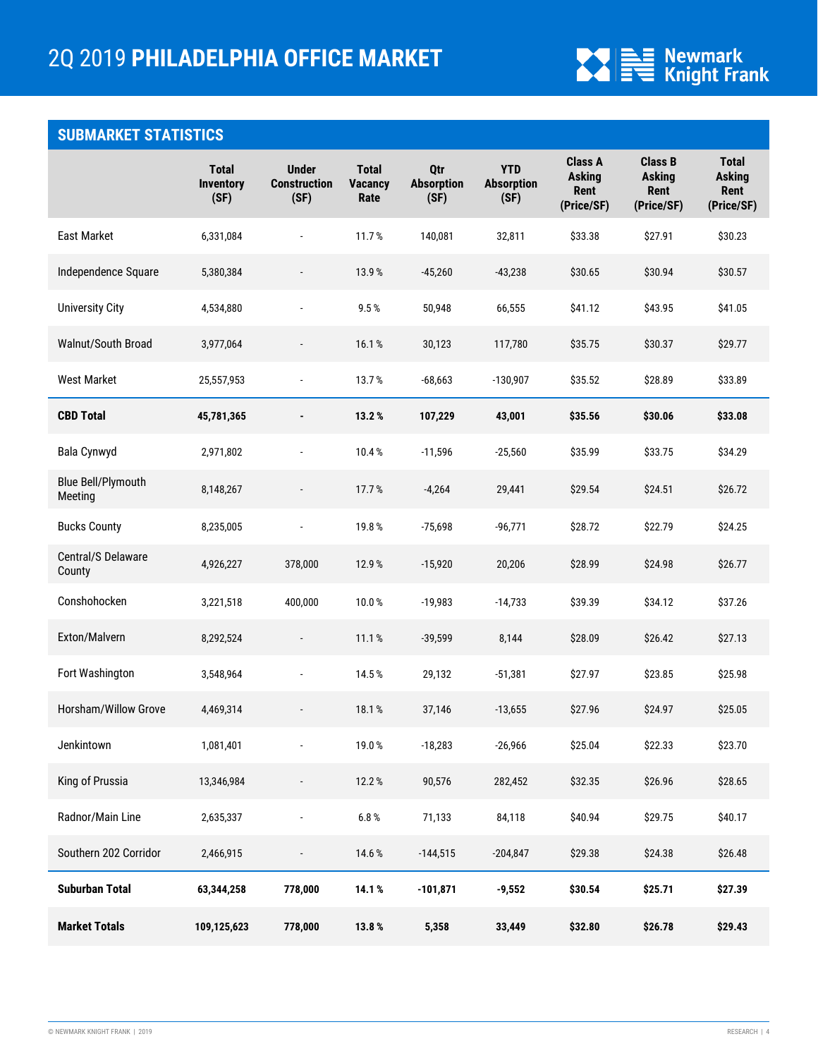# 2Q 2019 **PHILADELPHIA OFFICE MARKET**

## SUBMARKET STATISTICS

| | Total Inventory (SF) | Under Construction (SF) | Total Vacancy Rate | Qtr Absorption (SF) | YTD Absorption (SF) | Class A Asking Rent (Price/SF) | Class B Asking Rent (Price/SF) | Total Asking Rent (Price/SF) |
|---|---|---|---|---|---|---|---|---|
| East Market | 6,331,084 | - | 11.7 % | 140,081 | 32,811 | $33.38 | $27.91 | $30.23 |
| Independence Square | 5,380,384 | - | 13.9 % | -45,260 | -43,238 | $30.65 | $30.94 | $30.57 |
| University City | 4,534,880 | - | 9.5 % | 50,948 | 66,555 | $41.12 | $43.95 | $41.05 |
| Walnut/South Broad | 3,977,064 | - | 16.1 % | 30,123 | 117,780 | $35.75 | $30.37 | $29.77 |
| West Market | 25,557,953 | - | 13.7 % | -68,663 | -130,907 | $35.52 | $28.89 | $33.89 |
| **CBD Total** | **45,781,365** | **-** | **13.2 %** | **107,229** | **43,001** | **$35.56** | **$30.06** | **$33.08** |
| Bala Cynwyd | 2,971,802 | - | 10.4 % | -11,596 | -25,560 | $35.99 | $33.75 | $34.29 |
| Blue Bell/Plymouth Meeting | 8,148,267 | - | 17.7 % | -4,264 | 29,441 | $29.54 | $24.51 | $26.72 |
| Bucks County | 8,235,005 | - | 19.8 % | -75,698 | -96,771 | $28.72 | $22.79 | $24.25 |
| Central/S Delaware County | 4,926,227 | 378,000 | 12.9 % | -15,920 | 20,206 | $28.99 | $24.98 | $26.77 |
| Conshohocken | 3,221,518 | 400,000 | 10.0 % | -19,983 | -14,733 | $39.39 | $34.12 | $37.26 |
| Exton/Malvern | 8,292,524 | - | 11.1 % | -39,599 | 8,144 | $28.09 | $26.42 | $27.13 |
| Fort Washington | 3,548,964 | - | 14.5 % | 29,132 | -51,381 | $27.97 | $23.85 | $25.98 |
| Horsham/Willow Grove | 4,469,314 | - | 18.1 % | 37,146 | -13,655 | $27.96 | $24.97 | $25.05 |
| Jenkintown | 1,081,401 | - | 19.0 % | -18,283 | -26,966 | $25.04 | $22.33 | $23.70 |
| King of Prussia | 13,346,984 | - | 12.2 % | 90,576 | 282,452 | $32.35 | $26.96 | $28.65 |
| Radnor/Main Line | 2,635,337 | - | 6.8 % | 71,133 | 84,118 | $40.94 | $29.75 | $40.17 |
| Southern 202 Corridor | 2,466,915 | - | 14.6 % | -144,515 | -204,847 | $29.38 | $24.38 | $26.48 |
| **Suburban Total** | **63,344,258** | **778,000** | **14.1 %** | **-101,871** | **-9,552** | **$30.54** | **$25.71** | **$27.39** |
| **Market Totals** | **109,125,623** | **778,000** | **13.8 %** | **5,358** | **33,449** | **$32.80** | **$26.78** | **$29.43** |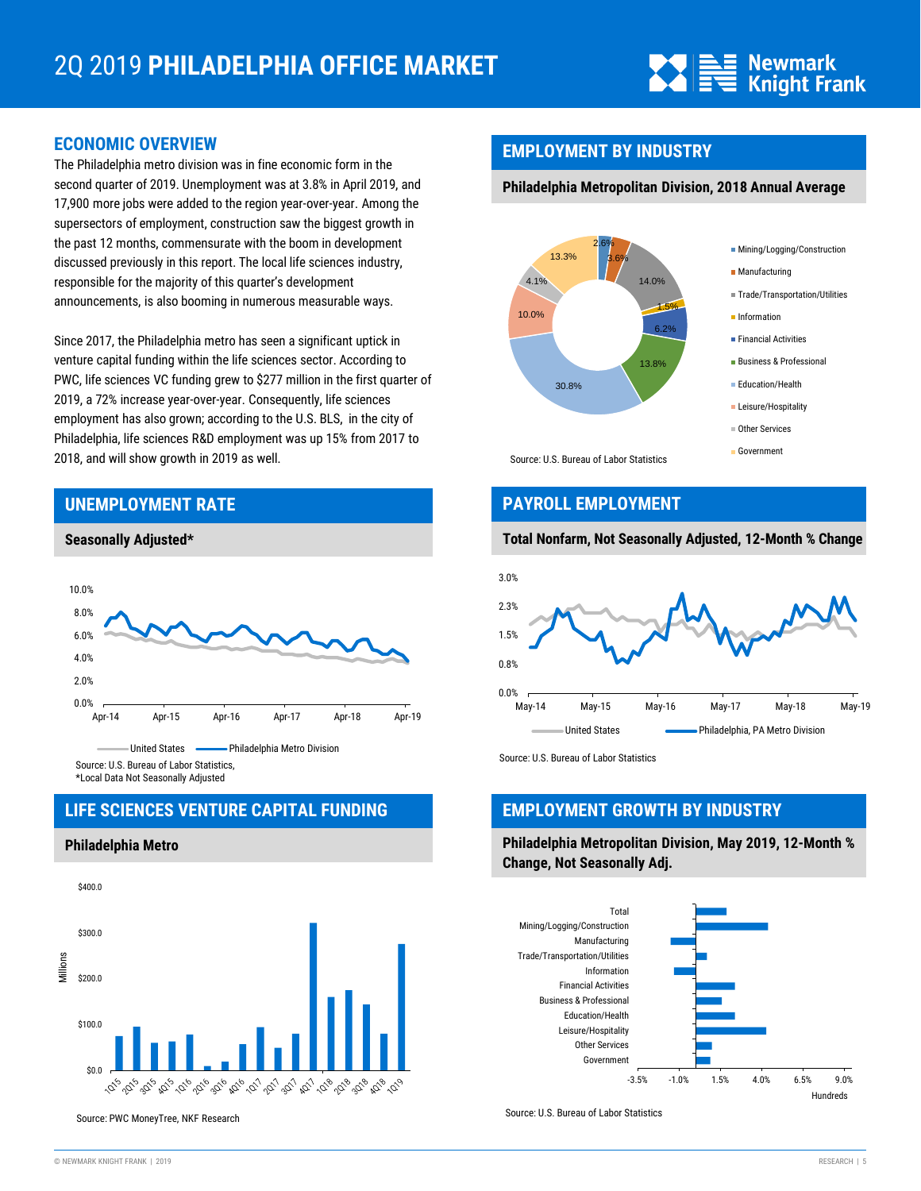# 2Q 2019 PHILADELPHIA OFFICE MARKET

## ECONOMIC OVERVIEW

The Philadelphia metro division was in fine economic form in the second quarter of 2019. Unemployment was at 3.8% in April 2019, and 17,900 more jobs were added to the region year-over-year. Among the supersectors of employment, construction saw the biggest growth in the past 12 months, commensurate with the boom in development discussed previously in this report. The local life sciences industry, responsible for the majority of this quarter's development announcements, is also booming in numerous measurable ways.

Since 2017, the Philadelphia metro has seen a significant uptick in venture capital funding within the life sciences sector. According to PWC, life sciences VC funding grew to $277 million in the first quarter of 2019, a 72% increase year-over-year. Consequently, life sciences employment has also grown; according to the U.S. BLS, in the city of Philadelphia, life sciences R&D employment was up 15% from 2017 to 2018, and will show growth in 2019 as well.

## EMPLOYMENT BY INDUSTRY

**Philadelphia Metropolitan Division, 2018 Annual Average**

| Industry | Share |
|---|---|
| Mining/Logging/Construction | 2.6% |
| Manufacturing | 3.6% |
| Trade/Transportation/Utilities | 14.0% |
| Information | 1.5% |
| Financial Activities | 6.2% |
| Business & Professional | 13.8% |
| Education/Health | 30.8% |
| Leisure/Hospitality | 10.0% |
| Other Services | 4.1% |
| Government | 13.3% |

Source: U.S. Bureau of Labor Statistics

## UNEMPLOYMENT RATE

**Seasonally Adjusted***

United States — Philadelphia Metro Division

Source: U.S. Bureau of Labor Statistics,
*Local Data Not Seasonally Adjusted

## PAYROLL EMPLOYMENT

**Total Nonfarm, Not Seasonally Adjusted, 12-Month % Change**

United States — Philadelphia, PA Metro Division

Source: U.S. Bureau of Labor Statistics

## LIFE SCIENCES VENTURE CAPITAL FUNDING

**Philadelphia Metro**

Source: PWC MoneyTree, NKF Research

## EMPLOYMENT GROWTH BY INDUSTRY

**Philadelphia Metropolitan Division, May 2019, 12-Month % Change, Not Seasonally Adj.**

Source: U.S. Bureau of Labor Statistics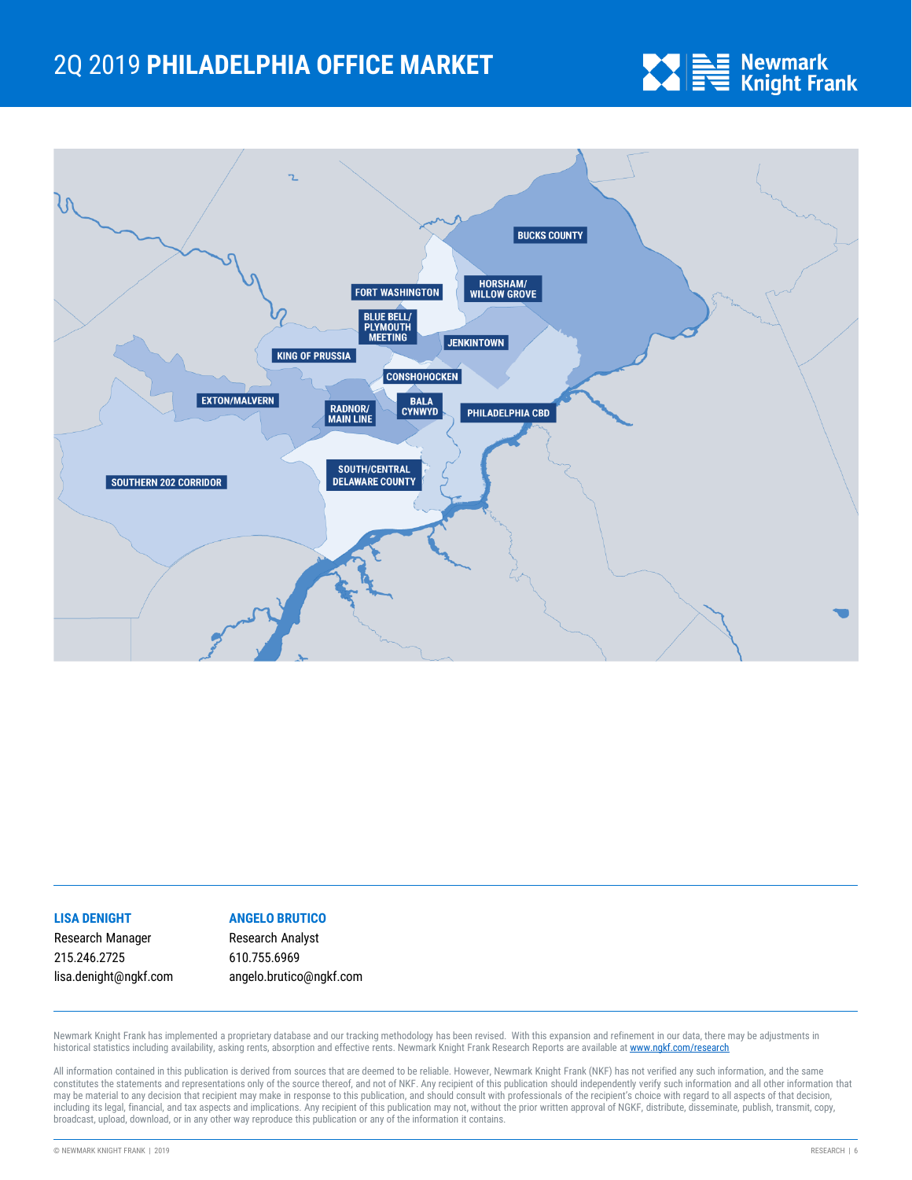# 2Q 2019 PHILADELPHIA OFFICE MARKET

Newmark Knight Frank

BUCKS COUNTY
FORT WASHINGTON
HORSHAM/ WILLOW GROVE
BLUE BELL/ PLYMOUTH MEETING
JENKINTOWN
KING OF PRUSSIA
CONSHOHOCKEN
EXTON/MALVERN
RADNOR/ MAIN LINE
BALA CYNWYD
PHILADELPHIA CBD
SOUTH/CENTRAL DELAWARE COUNTY
SOUTHERN 202 CORRIDOR

**LISA DENIGHT**
Research Manager
215.246.2725
lisa.denight@ngkf.com

**ANGELO BRUTICO**
Research Analyst
610.755.6969
angelo.brutico@ngkf.com

Newmark Knight Frank has implemented a proprietary database and our tracking methodology has been revised. With this expansion and refinement in our data, there may be adjustments in historical statistics including availability, asking rents, absorption and effective rents. Newmark Knight Frank Research Reports are available at www.ngkf.com/research

All information contained in this publication is derived from sources that are deemed to be reliable. However, Newmark Knight Frank (NKF) has not verified any such information, and the same constitutes the statements and representations only of the source thereof, and not of NKF. Any recipient of this publication should independently verify such information and all other information that may be material to any decision that recipient may make in response to this publication, and should consult with professionals of the recipient's choice with regard to all aspects of that decision, including its legal, financial, and tax aspects and implications. Any recipient of this publication may not, without the prior written approval of NGKF, distribute, disseminate, publish, transmit, copy, broadcast, upload, download, or in any other way reproduce this publication or any of the information it contains.